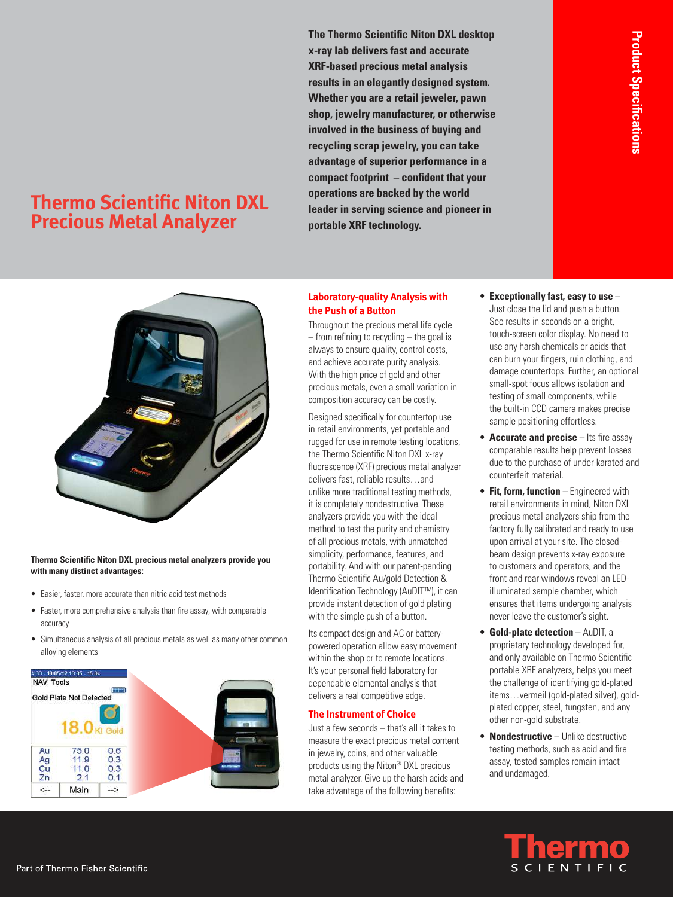Product Specifications

# Thermo Scientific Niton DXL Precious Metal Analyzer

**The Thermo Scientific Niton DXL desktop x-ray lab delivers fast and accurate XRF-based precious metal analysis results in an elegantly designed system. Whether you are a retail jeweler, pawn shop, jewelry manufacturer, or otherwise involved in the business of buying and recycling scrap jewelry, you can take advantage of superior performance in a compact footprint – confident that your operations are backed by the world leader in serving science and pioneer in portable XRF technology.**

**Thermo Scientific Niton DXL precious metal analyzers provide you with many distinct advantages:**

- Easier, faster, more accurate than nitric acid test methods
- Faster, more comprehensive analysis than fire assay, with comparable accuracy
- Simultaneous analysis of all precious metals as well as many other common alloying elements

## Laboratory-quality Analysis with the Push of a Button

Throughout the precious metal life cycle – from refining to recycling – the goal is always to ensure quality, control costs, and achieve accurate purity analysis. With the high price of gold and other precious metals, even a small variation in composition accuracy can be costly.

Designed specifically for countertop use in retail environments, yet portable and rugged for use in remote testing locations, the Thermo Scientific Niton DXL x-ray fluorescence (XRF) precious metal analyzer delivers fast, reliable results…and unlike more traditional testing methods, it is completely nondestructive. These analyzers provide you with the ideal method to test the purity and chemistry of all precious metals, with unmatched simplicity, performance, features, and portability. And with our patent-pending Thermo Scientific Au/gold Detection & Identification Technology (AuDIT™), it can provide instant detection of gold plating with the simple push of a button.

Its compact design and AC or battery-powered operation allow easy movement within the shop or to remote locations. It's your personal field laboratory for dependable elemental analysis that delivers a real competitive edge.

## The Instrument of Choice

Just a few seconds – that's all it takes to measure the exact precious metal content in jewelry, coins, and other valuable products using the Niton® DXL precious metal analyzer. Give up the harsh acids and take advantage of the following benefits:

- **Exceptionally fast, easy to use** – Just close the lid and push a button. See results in seconds on a bright, touch-screen color display. No need to use any harsh chemicals or acids that can burn your fingers, ruin clothing, and damage countertops. Further, an optional small-spot focus allows isolation and testing of small components, while the built-in CCD camera makes precise sample positioning effortless.
- **Accurate and precise** – Its fire assay comparable results help prevent losses due to the purchase of under-karated and counterfeit material.
- **Fit, form, function** – Engineered with retail environments in mind, Niton DXL precious metal analyzers ship from the factory fully calibrated and ready to use upon arrival at your site. The closed-beam design prevents x-ray exposure to customers and operators, and the front and rear windows reveal an LED-illuminated sample chamber, which ensures that items undergoing analysis never leave the customer's sight.
- **Gold-plate detection** – AuDIT, a proprietary technology developed for, and only available on Thermo Scientific portable XRF analyzers, helps you meet the challenge of identifying gold-plated items…vermeil (gold-plated silver), gold-plated copper, steel, tungsten, and any other non-gold substrate.
- **Nondestructive** – Unlike destructive testing methods, such as acid and fire assay, tested samples remain intact and undamaged.

Part of Thermo Fisher Scientific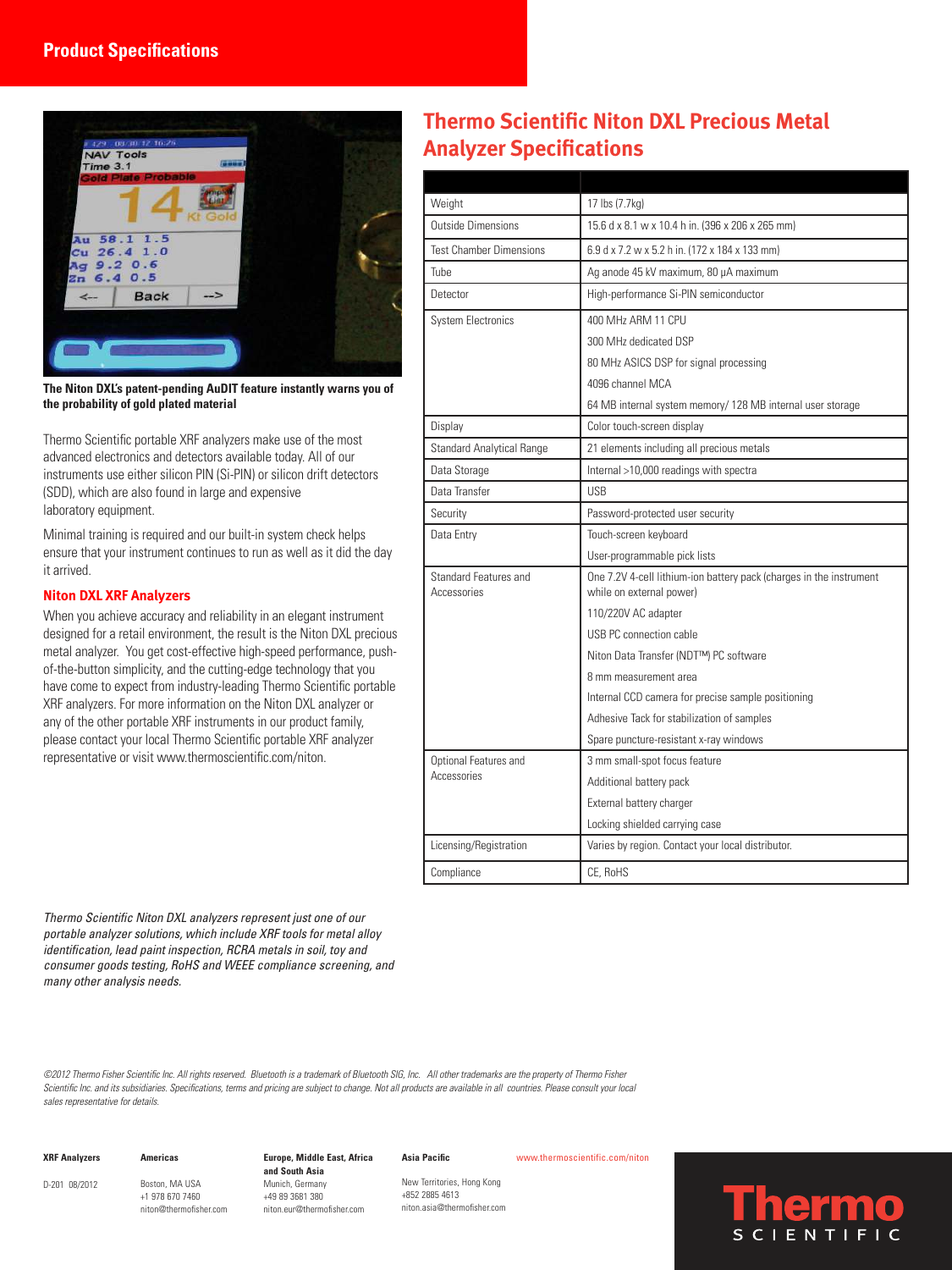## Product Specifications

The Niton DXL's patent-pending AuDIT feature instantly warns you of the probability of gold plated material

Thermo Scientific portable XRF analyzers make use of the most advanced electronics and detectors available today. All of our instruments use either silicon PIN (Si-PIN) or silicon drift detectors (SDD), which are also found in large and expensive laboratory equipment.

Minimal training is required and our built-in system check helps ensure that your instrument continues to run as well as it did the day it arrived.

### Niton DXL XRF Analyzers

When you achieve accuracy and reliability in an elegant instrument designed for a retail environment, the result is the Niton DXL precious metal analyzer. You get cost-effective high-speed performance, push-of-the-button simplicity, and the cutting-edge technology that you have come to expect from industry-leading Thermo Scientific portable XRF analyzers. For more information on the Niton DXL analyzer or any of the other portable XRF instruments in our product family, please contact your local Thermo Scientific portable XRF analyzer representative or visit www.thermoscientific.com/niton.

# Thermo Scientific Niton DXL Precious Metal Analyzer Specifications

| | |
|---|---|
| Weight | 17 lbs (7.7kg) |
| Outside Dimensions | 15.6 d x 8.1 w x 10.4 h in. (396 x 206 x 265 mm) |
| Test Chamber Dimensions | 6.9 d x 7.2 w x 5.2 h in. (172 x 184 x 133 mm) |
| Tube | Ag anode 45 kV maximum, 80 µA maximum |
| Detector | High-performance Si-PIN semiconductor |
| System Electronics | 400 MHz ARM 11 CPU<br>300 MHz dedicated DSP<br>80 MHz ASICS DSP for signal processing<br>4096 channel MCA<br>64 MB internal system memory/ 128 MB internal user storage |
| Display | Color touch-screen display |
| Standard Analytical Range | 21 elements including all precious metals |
| Data Storage | Internal >10,000 readings with spectra |
| Data Transfer | USB |
| Security | Password-protected user security |
| Data Entry | Touch-screen keyboard<br>User-programmable pick lists |
| Standard Features and Accessories | One 7.2V 4-cell lithium-ion battery pack (charges in the instrument while on external power)<br>110/220V AC adapter<br>USB PC connection cable<br>Niton Data Transfer (NDT™) PC software<br>8 mm measurement area<br>Internal CCD camera for precise sample positioning<br>Adhesive Tack for stabilization of samples<br>Spare puncture-resistant x-ray windows |
| Optional Features and Accessories | 3 mm small-spot focus feature<br>Additional battery pack<br>External battery charger<br>Locking shielded carrying case |
| Licensing/Registration | Varies by region. Contact your local distributor. |
| Compliance | CE, RoHS |

*Thermo Scientific Niton DXL analyzers represent just one of our portable analyzer solutions, which include XRF tools for metal alloy identification, lead paint inspection, RCRA metals in soil, toy and consumer goods testing, RoHS and WEEE compliance screening, and many other analysis needs.*

*©2012 Thermo Fisher Scientific Inc. All rights reserved. Bluetooth is a trademark of Bluetooth SIG, Inc. All other trademarks are the property of Thermo Fisher Scientific Inc. and its subsidiaries. Specifications, terms and pricing are subject to change. Not all products are available in all countries. Please consult your local sales representative for details.*

**XRF Analyzers**

D-201 08/2012

**Americas**
Boston, MA USA
+1 978 670 7460
niton@thermofisher.com

**Europe, Middle East, Africa and South Asia**
Munich, Germany
+49 89 3681 380
niton.eur@thermofisher.com

**Asia Pacific**
New Territories, Hong Kong
+852 2885 4613
niton.asia@thermofisher.com

www.thermoscientific.com/niton

Thermo SCIENTIFIC